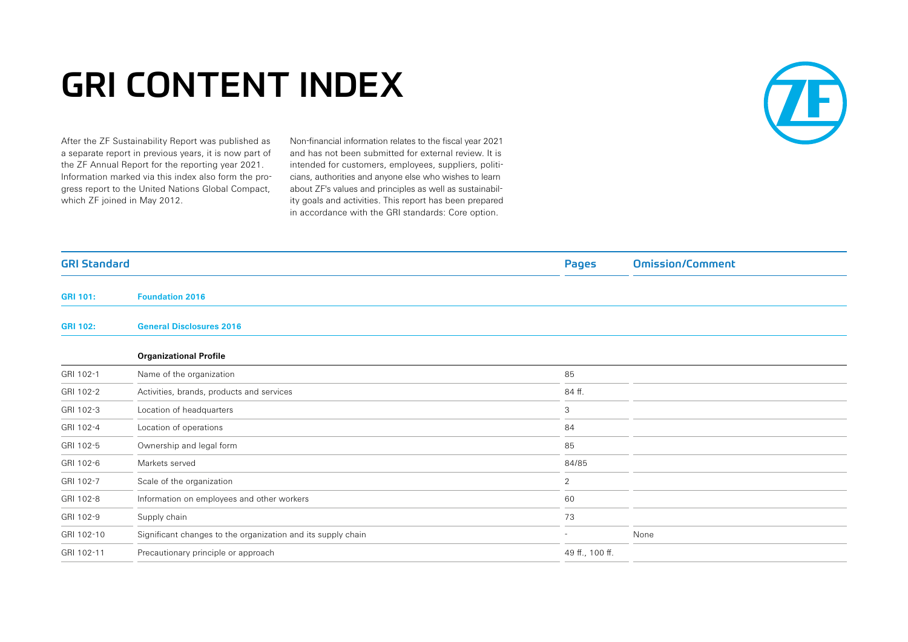# GRI CONTENT INDEX

After the ZF Sustainability Report was published as a separate report in previous years, it is now part of the ZF Annual Report for the reporting year 2021. Information marked via this index also form the progress report to the United Nations Global Compact, which ZF joined in May 2012.

Non-financial information relates to the fiscal year 2021 and has not been submitted for external review. It is intended for customers, employees, suppliers, politicians, authorities and anyone else who wishes to learn about ZF's values and principles as well as sustainability goals and activities. This report has been prepared in accordance with the GRI standards: Core option.

| GRI Standard | | Pages | Omission/Comment |
|---|---|---|---|
| **GRI 101:** | **Foundation 2016** | | |
| **GRI 102:** | **General Disclosures 2016** | | |
| | **Organizational Profile** | | |
| GRI 102-1 | Name of the organization | 85 | |
| GRI 102-2 | Activities, brands, products and services | 84 ff. | |
| GRI 102-3 | Location of headquarters | 3 | |
| GRI 102-4 | Location of operations | 84 | |
| GRI 102-5 | Ownership and legal form | 85 | |
| GRI 102-6 | Markets served | 84/85 | |
| GRI 102-7 | Scale of the organization | 2 | |
| GRI 102-8 | Information on employees and other workers | 60 | |
| GRI 102-9 | Supply chain | 73 | |
| GRI 102-10 | Significant changes to the organization and its supply chain | - | None |
| GRI 102-11 | Precautionary principle or approach | 49 ff., 100 ff. | |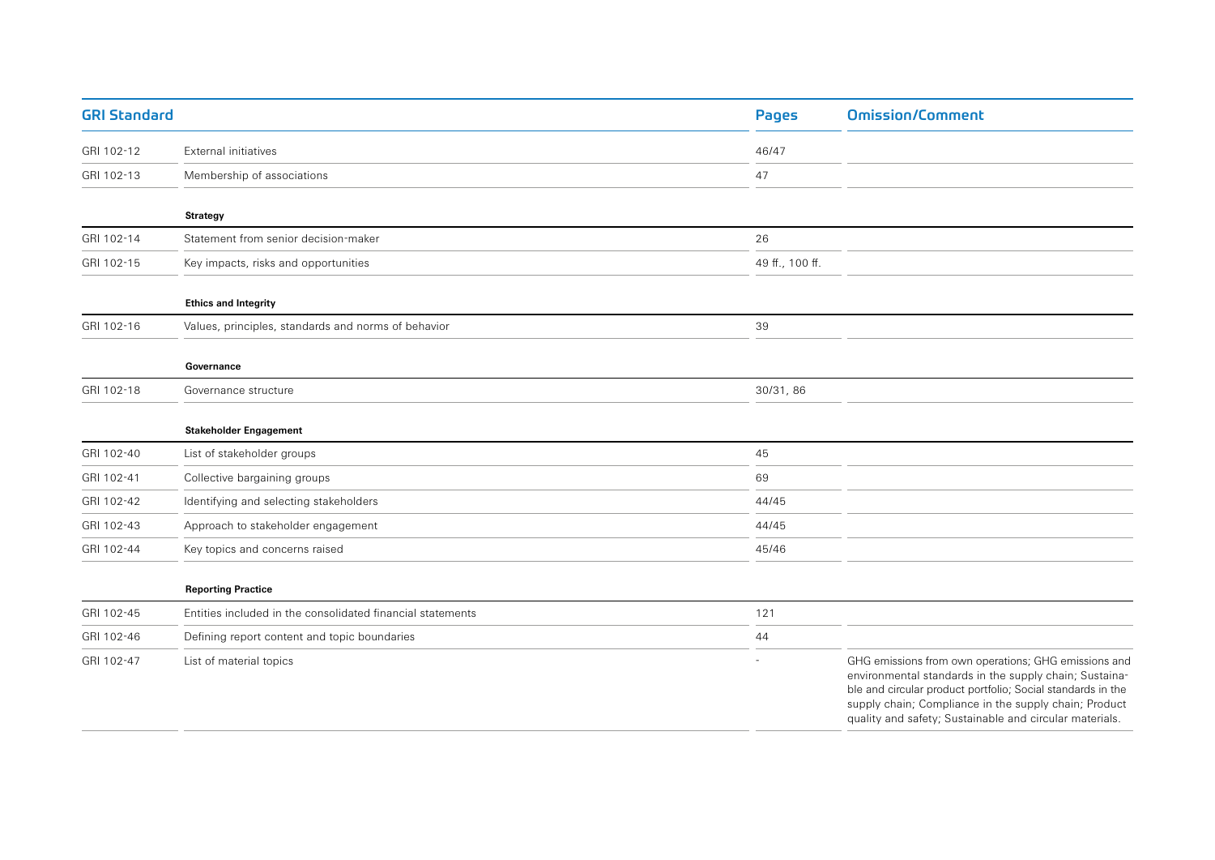| GRI Standard | | Pages | Omission/Comment |
|---|---|---|---|
| GRI 102-12 | External initiatives | 46/47 | |
| GRI 102-13 | Membership of associations | 47 | |
| | **Strategy** | | |
| GRI 102-14 | Statement from senior decision-maker | 26 | |
| GRI 102-15 | Key impacts, risks and opportunities | 49 ff., 100 ff. | |
| | **Ethics and Integrity** | | |
| GRI 102-16 | Values, principles, standards and norms of behavior | 39 | |
| | **Governance** | | |
| GRI 102-18 | Governance structure | 30/31, 86 | |
| | **Stakeholder Engagement** | | |
| GRI 102-40 | List of stakeholder groups | 45 | |
| GRI 102-41 | Collective bargaining groups | 69 | |
| GRI 102-42 | Identifying and selecting stakeholders | 44/45 | |
| GRI 102-43 | Approach to stakeholder engagement | 44/45 | |
| GRI 102-44 | Key topics and concerns raised | 45/46 | |
| | **Reporting Practice** | | |
| GRI 102-45 | Entities included in the consolidated financial statements | 121 | |
| GRI 102-46 | Defining report content and topic boundaries | 44 | |
| GRI 102-47 | List of material topics | - | GHG emissions from own operations; GHG emissions and environmental standards in the supply chain; Sustainable and circular product portfolio; Social standards in the supply chain; Compliance in the supply chain; Product quality and safety; Sustainable and circular materials. |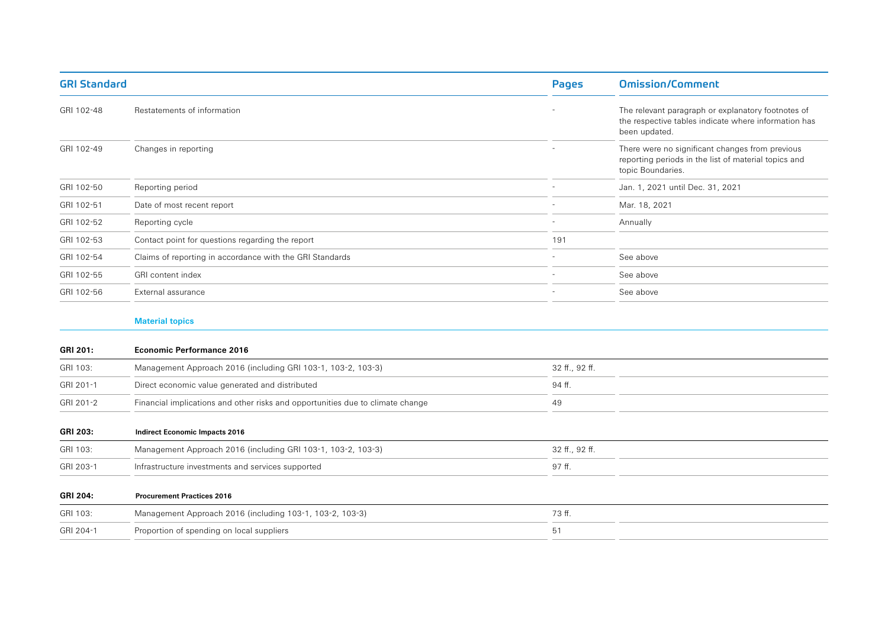| GRI Standard | | Pages | Omission/Comment |
|---|---|---|---|
| GRI 102-48 | Restatements of information | - | The relevant paragraph or explanatory footnotes of the respective tables indicate where information has been updated. |
| GRI 102-49 | Changes in reporting | - | There were no significant changes from previous reporting periods in the list of material topics and topic Boundaries. |
| GRI 102-50 | Reporting period | - | Jan. 1, 2021 until Dec. 31, 2021 |
| GRI 102-51 | Date of most recent report | - | Mar. 18, 2021 |
| GRI 102-52 | Reporting cycle | - | Annually |
| GRI 102-53 | Contact point for questions regarding the report | 191 | |
| GRI 102-54 | Claims of reporting in accordance with the GRI Standards | - | See above |
| GRI 102-55 | GRI content index | - | See above |
| GRI 102-56 | External assurance | - | See above |
| | **Material topics** | | |
| **GRI 201:** | **Economic Performance 2016** | | |
| GRI 103: | Management Approach 2016 (including GRI 103-1, 103-2, 103-3) | 32 ff., 92 ff. | |
| GRI 201-1 | Direct economic value generated and distributed | 94 ff. | |
| GRI 201-2 | Financial implications and other risks and opportunities due to climate change | 49 | |
| **GRI 203:** | **Indirect Economic Impacts 2016** | | |
| GRI 103: | Management Approach 2016 (including GRI 103-1, 103-2, 103-3) | 32 ff., 92 ff. | |
| GRI 203-1 | Infrastructure investments and services supported | 97 ff. | |
| **GRI 204:** | **Procurement Practices 2016** | | |
| GRI 103: | Management Approach 2016 (including 103-1, 103-2, 103-3) | 73 ff. | |
| GRI 204-1 | Proportion of spending on local suppliers | 51 | |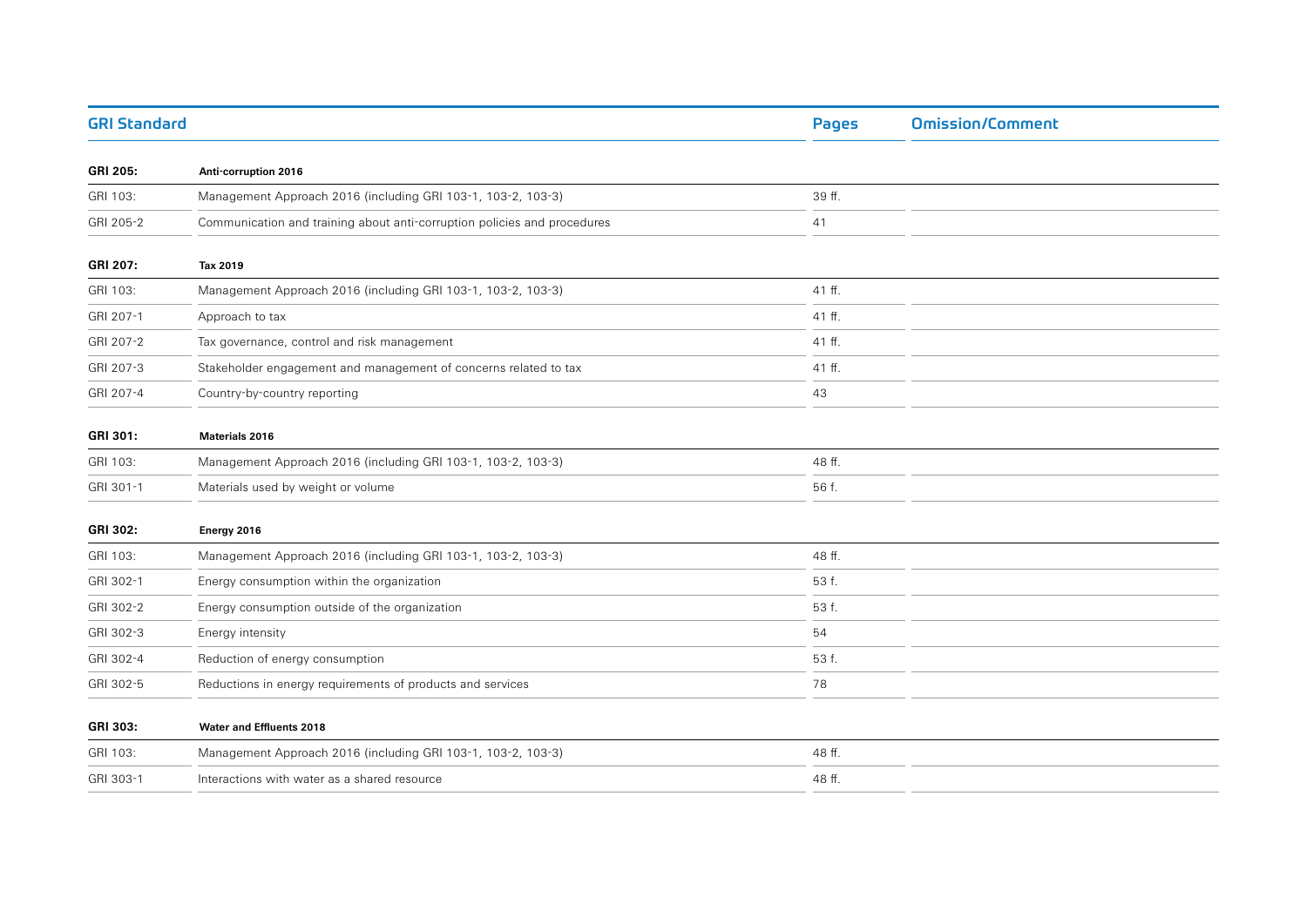| GRI Standard | | Pages | Omission/Comment |
|---|---|---|---|
| **GRI 205:** | **Anti-corruption 2016** | | |
| GRI 103: | Management Approach 2016 (including GRI 103-1, 103-2, 103-3) | 39 ff. | |
| GRI 205-2 | Communication and training about anti-corruption policies and procedures | 41 | |
| **GRI 207:** | **Tax 2019** | | |
| GRI 103: | Management Approach 2016 (including GRI 103-1, 103-2, 103-3) | 41 ff. | |
| GRI 207-1 | Approach to tax | 41 ff. | |
| GRI 207-2 | Tax governance, control and risk management | 41 ff. | |
| GRI 207-3 | Stakeholder engagement and management of concerns related to tax | 41 ff. | |
| GRI 207-4 | Country-by-country reporting | 43 | |
| **GRI 301:** | **Materials 2016** | | |
| GRI 103: | Management Approach 2016 (including GRI 103-1, 103-2, 103-3) | 48 ff. | |
| GRI 301-1 | Materials used by weight or volume | 56 f. | |
| **GRI 302:** | **Energy 2016** | | |
| GRI 103: | Management Approach 2016 (including GRI 103-1, 103-2, 103-3) | 48 ff. | |
| GRI 302-1 | Energy consumption within the organization | 53 f. | |
| GRI 302-2 | Energy consumption outside of the organization | 53 f. | |
| GRI 302-3 | Energy intensity | 54 | |
| GRI 302-4 | Reduction of energy consumption | 53 f. | |
| GRI 302-5 | Reductions in energy requirements of products and services | 78 | |
| **GRI 303:** | **Water and Effluents 2018** | | |
| GRI 103: | Management Approach 2016 (including GRI 103-1, 103-2, 103-3) | 48 ff. | |
| GRI 303-1 | Interactions with water as a shared resource | 48 ff. | |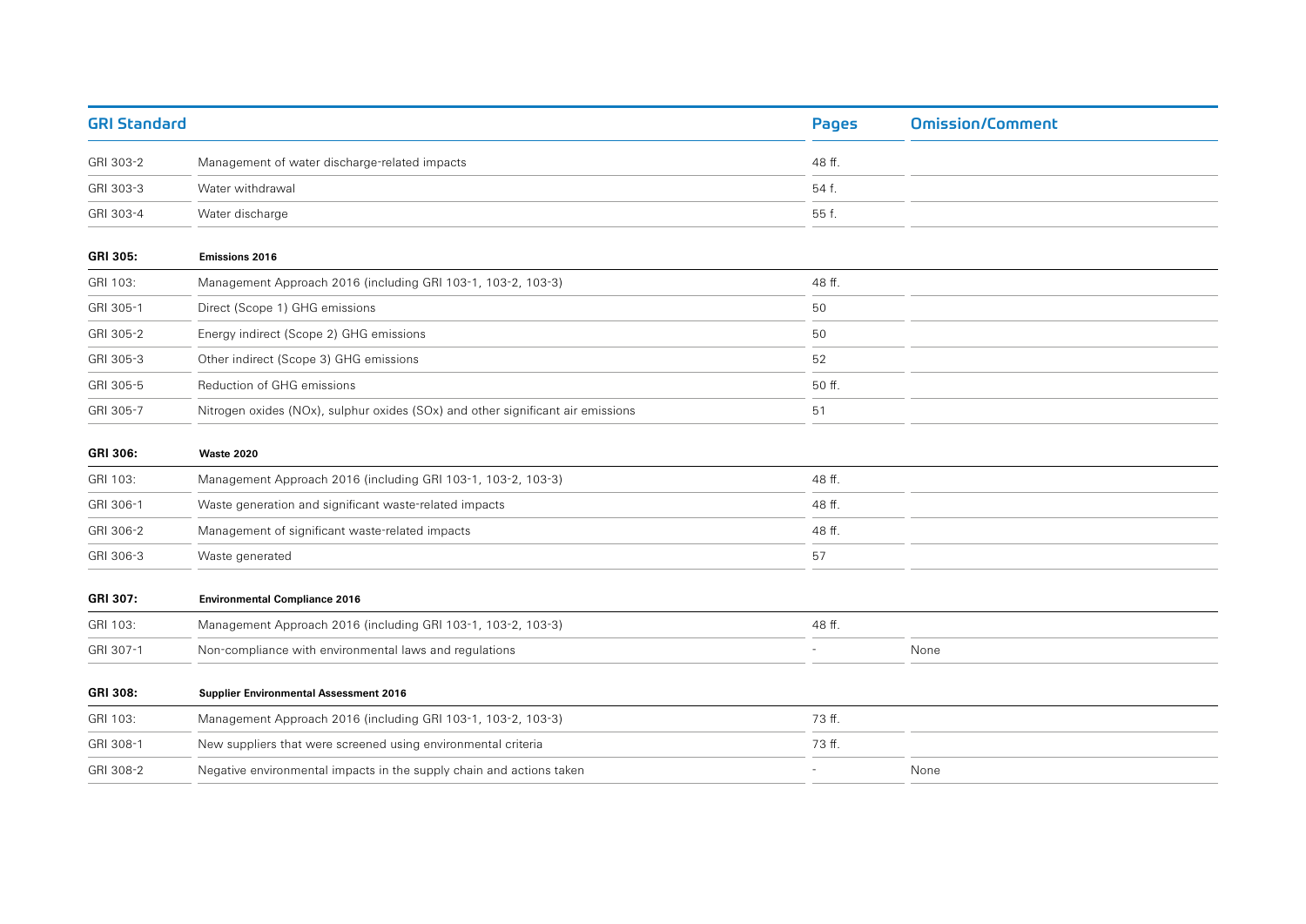| GRI Standard | | Pages | Omission/Comment |
|---|---|---|---|
| GRI 303-2 | Management of water discharge-related impacts | 48 ff. | |
| GRI 303-3 | Water withdrawal | 54 f. | |
| GRI 303-4 | Water discharge | 55 f. | |
| **GRI 305:** | **Emissions 2016** | | |
| GRI 103: | Management Approach 2016 (including GRI 103-1, 103-2, 103-3) | 48 ff. | |
| GRI 305-1 | Direct (Scope 1) GHG emissions | 50 | |
| GRI 305-2 | Energy indirect (Scope 2) GHG emissions | 50 | |
| GRI 305-3 | Other indirect (Scope 3) GHG emissions | 52 | |
| GRI 305-5 | Reduction of GHG emissions | 50 ff. | |
| GRI 305-7 | Nitrogen oxides (NOx), sulphur oxides (SOx) and other significant air emissions | 51 | |
| **GRI 306:** | **Waste 2020** | | |
| GRI 103: | Management Approach 2016 (including GRI 103-1, 103-2, 103-3) | 48 ff. | |
| GRI 306-1 | Waste generation and significant waste-related impacts | 48 ff. | |
| GRI 306-2 | Management of significant waste-related impacts | 48 ff. | |
| GRI 306-3 | Waste generated | 57 | |
| **GRI 307:** | **Environmental Compliance 2016** | | |
| GRI 103: | Management Approach 2016 (including GRI 103-1, 103-2, 103-3) | 48 ff. | |
| GRI 307-1 | Non-compliance with environmental laws and regulations | - | None |
| **GRI 308:** | **Supplier Environmental Assessment 2016** | | |
| GRI 103: | Management Approach 2016 (including GRI 103-1, 103-2, 103-3) | 73 ff. | |
| GRI 308-1 | New suppliers that were screened using environmental criteria | 73 ff. | |
| GRI 308-2 | Negative environmental impacts in the supply chain and actions taken | - | None |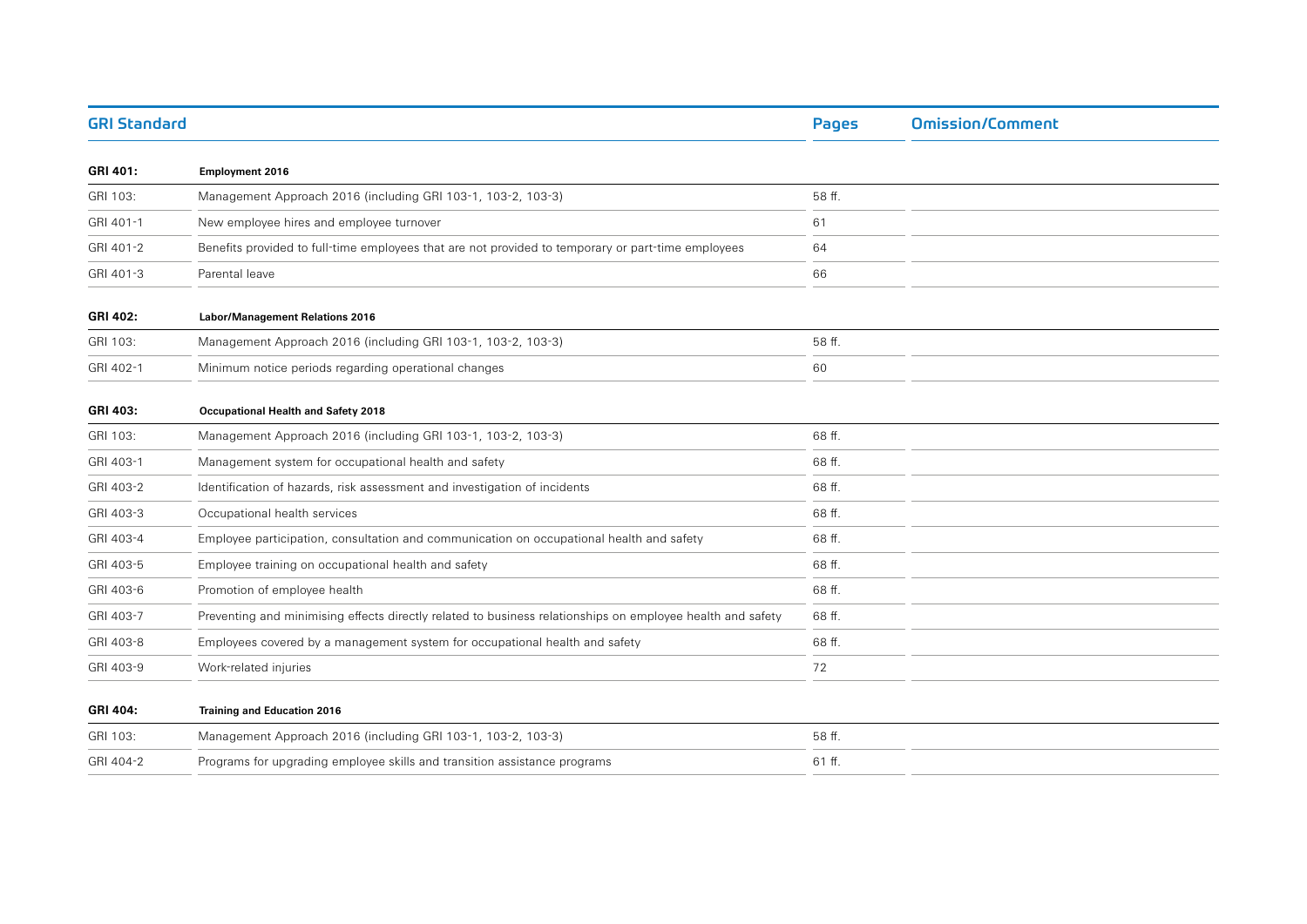| GRI Standard | | Pages | Omission/Comment |
| --- | --- | --- | --- |
| **GRI 401:** | **Employment 2016** | | |
| GRI 103: | Management Approach 2016 (including GRI 103-1, 103-2, 103-3) | 58 ff. | |
| GRI 401-1 | New employee hires and employee turnover | 61 | |
| GRI 401-2 | Benefits provided to full-time employees that are not provided to temporary or part-time employees | 64 | |
| GRI 401-3 | Parental leave | 66 | |
| **GRI 402:** | **Labor/Management Relations 2016** | | |
| GRI 103: | Management Approach 2016 (including GRI 103-1, 103-2, 103-3) | 58 ff. | |
| GRI 402-1 | Minimum notice periods regarding operational changes | 60 | |
| **GRI 403:** | **Occupational Health and Safety 2018** | | |
| GRI 103: | Management Approach 2016 (including GRI 103-1, 103-2, 103-3) | 68 ff. | |
| GRI 403-1 | Management system for occupational health and safety | 68 ff. | |
| GRI 403-2 | Identification of hazards, risk assessment and investigation of incidents | 68 ff. | |
| GRI 403-3 | Occupational health services | 68 ff. | |
| GRI 403-4 | Employee participation, consultation and communication on occupational health and safety | 68 ff. | |
| GRI 403-5 | Employee training on occupational health and safety | 68 ff. | |
| GRI 403-6 | Promotion of employee health | 68 ff. | |
| GRI 403-7 | Preventing and minimising effects directly related to business relationships on employee health and safety | 68 ff. | |
| GRI 403-8 | Employees covered by a management system for occupational health and safety | 68 ff. | |
| GRI 403-9 | Work-related injuries | 72 | |
| **GRI 404:** | **Training and Education 2016** | | |
| GRI 103: | Management Approach 2016 (including GRI 103-1, 103-2, 103-3) | 58 ff. | |
| GRI 404-2 | Programs for upgrading employee skills and transition assistance programs | 61 ff. | |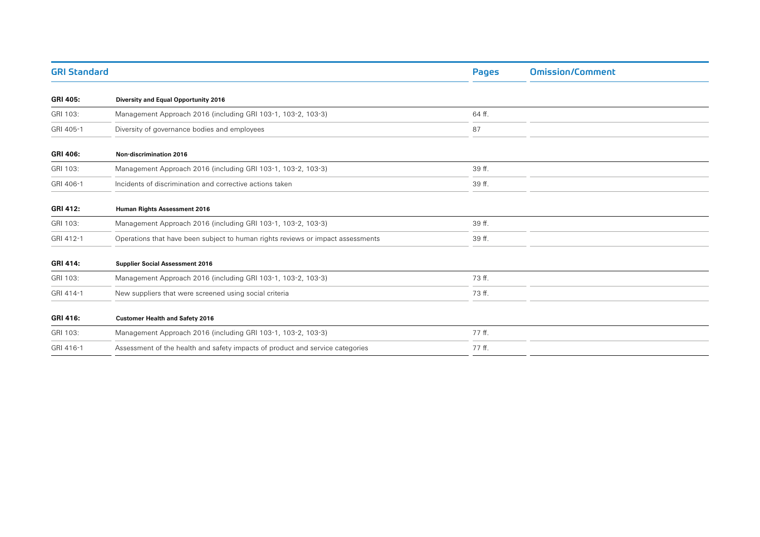| GRI Standard | | Pages | Omission/Comment |
|---|---|---|---|
| **GRI 405:** | **Diversity and Equal Opportunity 2016** | | |
| GRI 103: | Management Approach 2016 (including GRI 103-1, 103-2, 103-3) | 64 ff. | |
| GRI 405-1 | Diversity of governance bodies and employees | 87 | |
| **GRI 406:** | **Non-discrimination 2016** | | |
| GRI 103: | Management Approach 2016 (including GRI 103-1, 103-2, 103-3) | 39 ff. | |
| GRI 406-1 | Incidents of discrimination and corrective actions taken | 39 ff. | |
| **GRI 412:** | **Human Rights Assessment 2016** | | |
| GRI 103: | Management Approach 2016 (including GRI 103-1, 103-2, 103-3) | 39 ff. | |
| GRI 412-1 | Operations that have been subject to human rights reviews or impact assessments | 39 ff. | |
| **GRI 414:** | **Supplier Social Assessment 2016** | | |
| GRI 103: | Management Approach 2016 (including GRI 103-1, 103-2, 103-3) | 73 ff. | |
| GRI 414-1 | New suppliers that were screened using social criteria | 73 ff. | |
| **GRI 416:** | **Customer Health and Safety 2016** | | |
| GRI 103: | Management Approach 2016 (including GRI 103-1, 103-2, 103-3) | 77 ff. | |
| GRI 416-1 | Assessment of the health and safety impacts of product and service categories | 77 ff. | |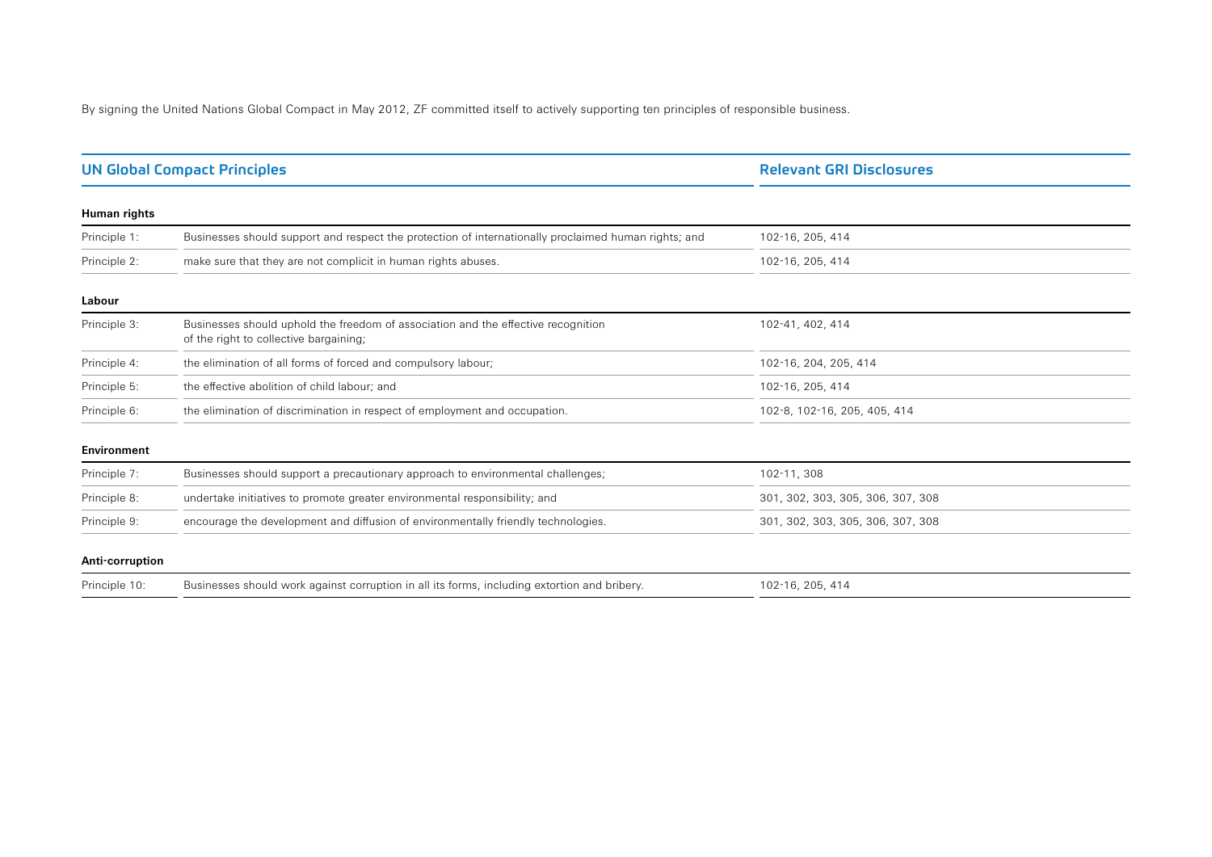By signing the United Nations Global Compact in May 2012, ZF committed itself to actively supporting ten principles of responsible business.

| UN Global Compact Principles | | Relevant GRI Disclosures |
|---|---|---|
| **Human rights** | | |
| Principle 1: | Businesses should support and respect the protection of internationally proclaimed human rights; and | 102-16, 205, 414 |
| Principle 2: | make sure that they are not complicit in human rights abuses. | 102-16, 205, 414 |
| **Labour** | | |
| Principle 3: | Businesses should uphold the freedom of association and the effective recognition of the right to collective bargaining; | 102-41, 402, 414 |
| Principle 4: | the elimination of all forms of forced and compulsory labour; | 102-16, 204, 205, 414 |
| Principle 5: | the effective abolition of child labour; and | 102-16, 205, 414 |
| Principle 6: | the elimination of discrimination in respect of employment and occupation. | 102-8, 102-16, 205, 405, 414 |
| **Environment** | | |
| Principle 7: | Businesses should support a precautionary approach to environmental challenges; | 102-11, 308 |
| Principle 8: | undertake initiatives to promote greater environmental responsibility; and | 301, 302, 303, 305, 306, 307, 308 |
| Principle 9: | encourage the development and diffusion of environmentally friendly technologies. | 301, 302, 303, 305, 306, 307, 308 |
| **Anti-corruption** | | |
| Principle 10: | Businesses should work against corruption in all its forms, including extortion and bribery. | 102-16, 205, 414 |